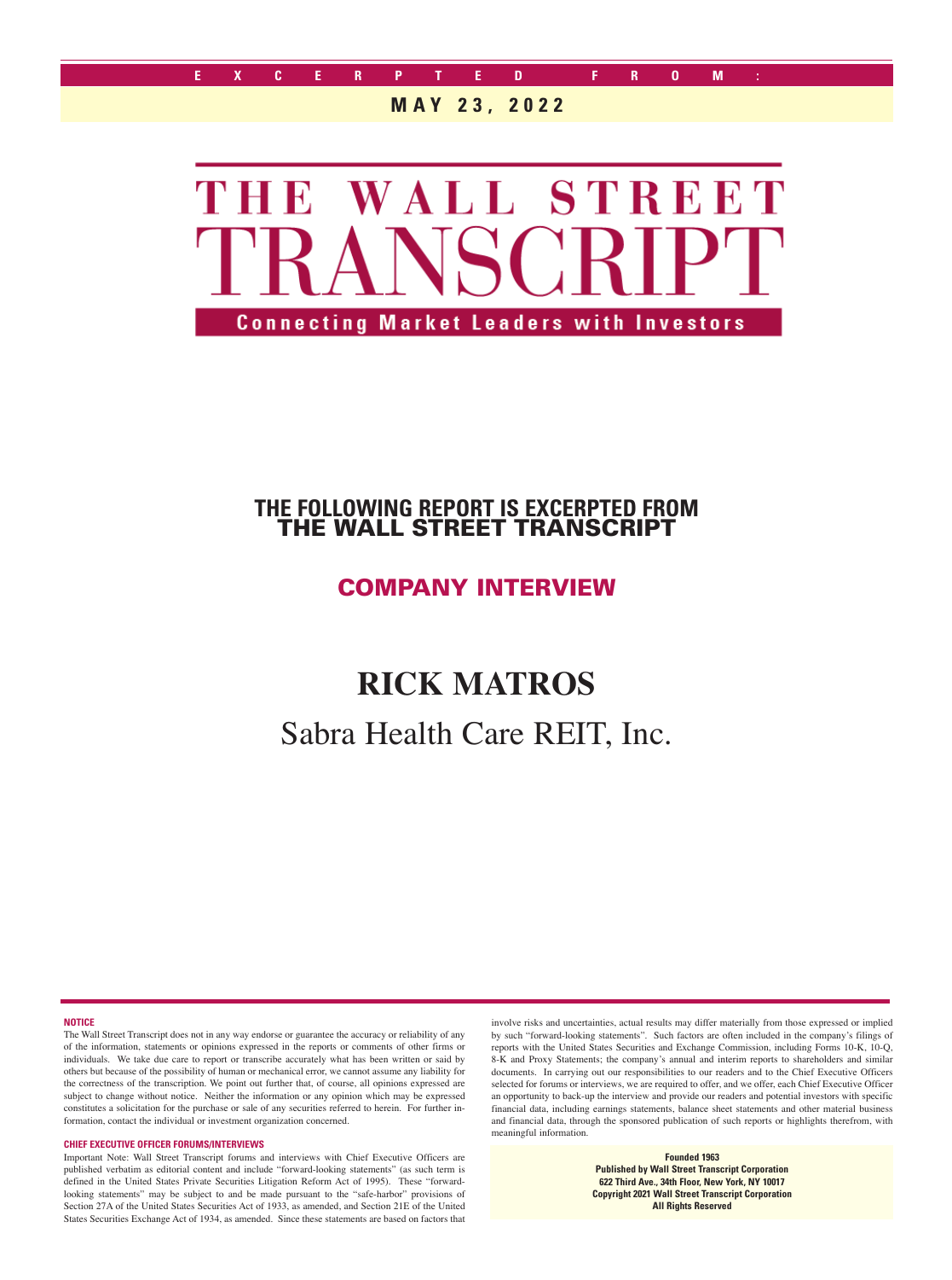EXCERPTED FROM:

**MAY 23, 2022**

# THE WALL STREET TRANSCRIPT

**Connecting Market Leaders with Investors**

**THE FOLLOWING REPORT IS EXCERPTED FROM THE WALL STREET TRANSCRIPT**

## COMPANY INTERVIEW

# RICK MATROS

## Sabra Health Care REIT, Inc.

**NOTICE**

The Wall Street Transcript does not in any way endorse or guarantee the accuracy or reliability of any of the information, statements or opinions expressed in the reports or comments of other firms or individuals. We take due care to report or transcribe accurately what has been written or said by others but because of the possibility of human or mechanical error, we cannot assume any liability for the correctness of the transcription. We point out further that, of course, all opinions expressed are subject to change without notice. Neither the information or any opinion which may be expressed constitutes a solicitation for the purchase or sale of any securities referred to herein. For further information, contact the individual or investment organization concerned.

**CHIEF EXECUTIVE OFFICER FORUMS/INTERVIEWS**

Important Note: Wall Street Transcript forums and interviews with Chief Executive Officers are published verbatim as editorial content and include "forward-looking statements" (as such term is defined in the United States Private Securities Litigation Reform Act of 1995). These "forward-looking statements" may be subject to and be made pursuant to the "safe-harbor" provisions of Section 27A of the United States Securities Act of 1933, as amended, and Section 21E of the United States Securities Exchange Act of 1934, as amended. Since these statements are based on factors that involve risks and uncertainties, actual results may differ materially from those expressed or implied by such "forward-looking statements". Such factors are often included in the company's filings of reports with the United States Securities and Exchange Commission, including Forms 10-K, 10-Q, 8-K and Proxy Statements; the company's annual and interim reports to shareholders and similar documents. In carrying out our responsibilities to our readers and to the Chief Executive Officers selected for forums or interviews, we are required to offer, and we offer, each Chief Executive Officer an opportunity to back-up the interview and provide our readers and potential investors with specific financial data, including earnings statements, balance sheet statements and other material business and financial data, through the sponsored publication of such reports or highlights therefrom, with meaningful information.

**Founded 1963**
**Published by Wall Street Transcript Corporation**
**622 Third Ave., 34th Floor, New York, NY 10017**
**Copyright 2021 Wall Street Transcript Corporation**
**All Rights Reserved**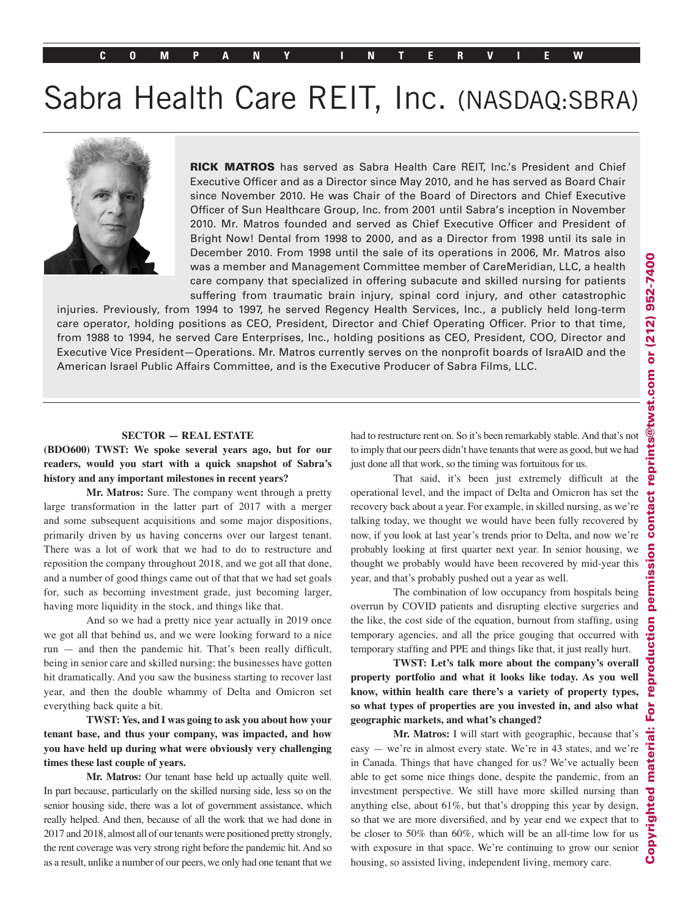COMPANY INTERVIEW

# Sabra Health Care REIT, Inc. (NASDAQ:SBRA)

**RICK MATROS** has served as Sabra Health Care REIT, Inc.'s President and Chief Executive Officer and as a Director since May 2010, and he has served as Board Chair since November 2010. He was Chair of the Board of Directors and Chief Executive Officer of Sun Healthcare Group, Inc. from 2001 until Sabra's inception in November 2010. Mr. Matros founded and served as Chief Executive Officer and President of Bright Now! Dental from 1998 to 2000, and as a Director from 1998 until its sale in December 2010. From 1998 until the sale of its operations in 2006, Mr. Matros also was a member and Management Committee member of CareMeridian, LLC, a health care company that specialized in offering subacute and skilled nursing for patients suffering from traumatic brain injury, spinal cord injury, and other catastrophic injuries. Previously, from 1994 to 1997, he served Regency Health Services, Inc., a publicly held long-term care operator, holding positions as CEO, President, Director and Chief Operating Officer. Prior to that time, from 1988 to 1994, he served Care Enterprises, Inc., holding positions as CEO, President, COO, Director and Executive Vice President—Operations. Mr. Matros currently serves on the nonprofit boards of IsraAID and the American Israel Public Affairs Committee, and is the Executive Producer of Sabra Films, LLC.

**SECTOR — REAL ESTATE**

**(BDO600) TWST: We spoke several years ago, but for our readers, would you start with a quick snapshot of Sabra's history and any important milestones in recent years?**

**Mr. Matros:** Sure. The company went through a pretty large transformation in the latter part of 2017 with a merger and some subsequent acquisitions and some major dispositions, primarily driven by us having concerns over our largest tenant. There was a lot of work that we had to do to restructure and reposition the company throughout 2018, and we got all that done, and a number of good things came out of that that we had set goals for, such as becoming investment grade, just becoming larger, having more liquidity in the stock, and things like that.

And so we had a pretty nice year actually in 2019 once we got all that behind us, and we were looking forward to a nice run — and then the pandemic hit. That's been really difficult, being in senior care and skilled nursing; the businesses have gotten hit dramatically. And you saw the business starting to recover last year, and then the double whammy of Delta and Omicron set everything back quite a bit.

**TWST: Yes, and I was going to ask you about how your tenant base, and thus your company, was impacted, and how you have held up during what were obviously very challenging times these last couple of years.**

**Mr. Matros:** Our tenant base held up actually quite well. In part because, particularly on the skilled nursing side, less so on the senior housing side, there was a lot of government assistance, which really helped. And then, because of all the work that we had done in 2017 and 2018, almost all of our tenants were positioned pretty strongly, the rent coverage was very strong right before the pandemic hit. And so as a result, unlike a number of our peers, we only had one tenant that we had to restructure rent on. So it's been remarkably stable. And that's not to imply that our peers didn't have tenants that were as good, but we had just done all that work, so the timing was fortuitous for us.

That said, it's been just extremely difficult at the operational level, and the impact of Delta and Omicron has set the recovery back about a year. For example, in skilled nursing, as we're talking today, we thought we would have been fully recovered by now, if you look at last year's trends prior to Delta, and now we're probably looking at first quarter next year. In senior housing, we thought we probably would have been recovered by mid-year this year, and that's probably pushed out a year as well.

The combination of low occupancy from hospitals being overrun by COVID patients and disrupting elective surgeries and the like, the cost side of the equation, burnout from staffing, using temporary agencies, and all the price gouging that occurred with temporary staffing and PPE and things like that, it just really hurt.

**TWST: Let's talk more about the company's overall property portfolio and what it looks like today. As you well know, within health care there's a variety of property types, so what types of properties are you invested in, and also what geographic markets, and what's changed?**

**Mr. Matros:** I will start with geographic, because that's easy — we're in almost every state. We're in 43 states, and we're in Canada. Things that have changed for us? We've actually been able to get some nice things done, despite the pandemic, from an investment perspective. We still have more skilled nursing than anything else, about 61%, but that's dropping this year by design, so that we are more diversified, and by year end we expect that to be closer to 50% than 60%, which will be an all-time low for us with exposure in that space. We're continuing to grow our senior housing, so assisted living, independent living, memory care.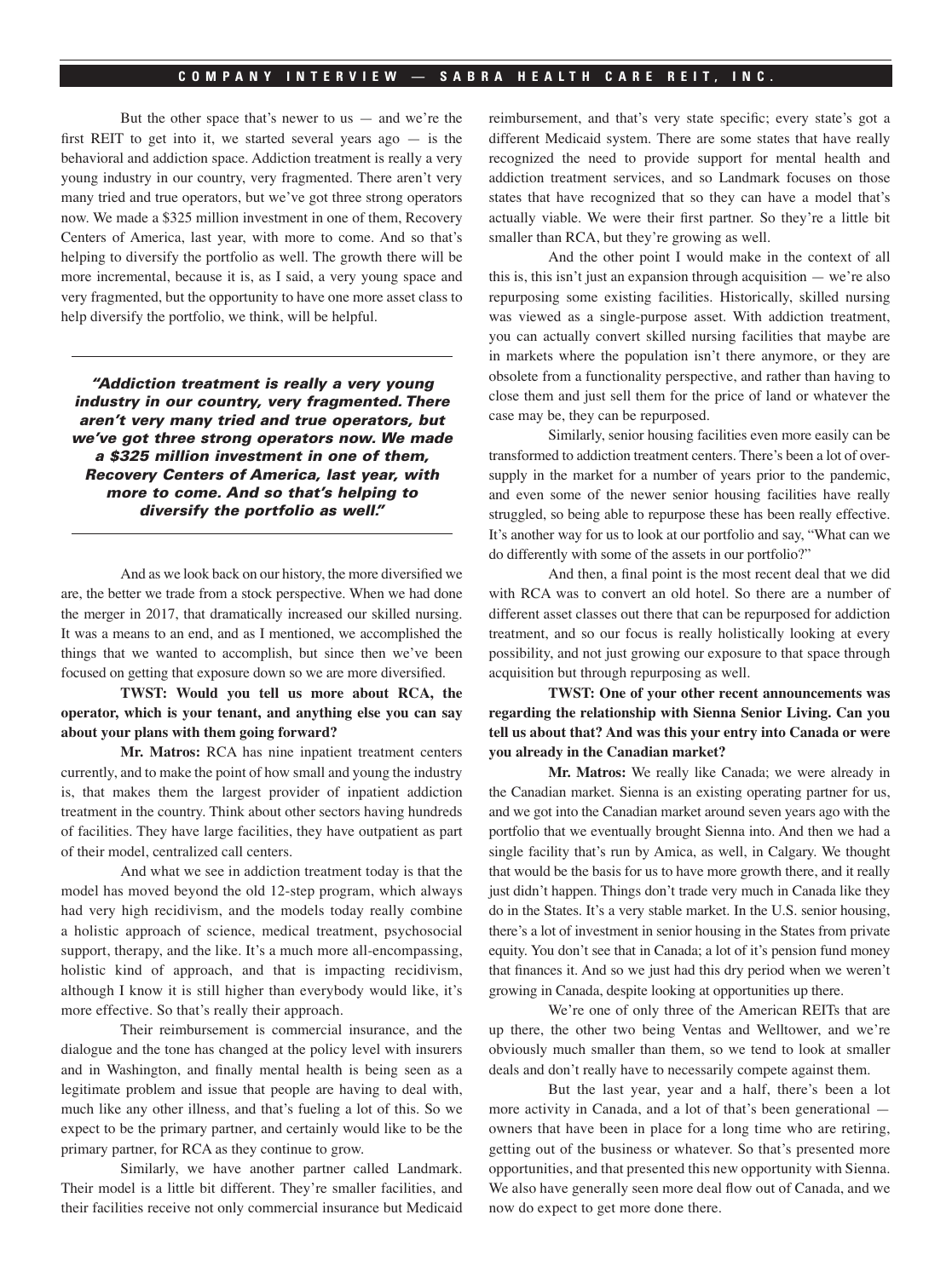But the other space that's newer to us — and we're the first REIT to get into it, we started several years ago — is the behavioral and addiction space. Addiction treatment is really a very young industry in our country, very fragmented. There aren't very many tried and true operators, but we've got three strong operators now. We made a $325 million investment in one of them, Recovery Centers of America, last year, with more to come. And so that's helping to diversify the portfolio as well. The growth there will be more incremental, because it is, as I said, a very young space and very fragmented, but the opportunity to have one more asset class to help diversify the portfolio, we think, will be helpful.

> ***"Addiction treatment is really a very young industry in our country, very fragmented. There aren't very many tried and true operators, but we've got three strong operators now. We made a $325 million investment in one of them, Recovery Centers of America, last year, with more to come. And so that's helping to diversify the portfolio as well."***

And as we look back on our history, the more diversified we are, the better we trade from a stock perspective. When we had done the merger in 2017, that dramatically increased our skilled nursing. It was a means to an end, and as I mentioned, we accomplished the things that we wanted to accomplish, but since then we've been focused on getting that exposure down so we are more diversified.

**TWST: Would you tell us more about RCA, the operator, which is your tenant, and anything else you can say about your plans with them going forward?**

**Mr. Matros:** RCA has nine inpatient treatment centers currently, and to make the point of how small and young the industry is, that makes them the largest provider of inpatient addiction treatment in the country. Think about other sectors having hundreds of facilities. They have large facilities, they have outpatient as part of their model, centralized call centers.

And what we see in addiction treatment today is that the model has moved beyond the old 12-step program, which always had very high recidivism, and the models today really combine a holistic approach of science, medical treatment, psychosocial support, therapy, and the like. It's a much more all-encompassing, holistic kind of approach, and that is impacting recidivism, although I know it is still higher than everybody would like, it's more effective. So that's really their approach.

Their reimbursement is commercial insurance, and the dialogue and the tone has changed at the policy level with insurers and in Washington, and finally mental health is being seen as a legitimate problem and issue that people are having to deal with, much like any other illness, and that's fueling a lot of this. So we expect to be the primary partner, and certainly would like to be the primary partner, for RCA as they continue to grow.

Similarly, we have another partner called Landmark. Their model is a little bit different. They're smaller facilities, and their facilities receive not only commercial insurance but Medicaid reimbursement, and that's very state specific; every state's got a different Medicaid system. There are some states that have really recognized the need to provide support for mental health and addiction treatment services, and so Landmark focuses on those states that have recognized that so they can have a model that's actually viable. We were their first partner. So they're a little bit smaller than RCA, but they're growing as well.

And the other point I would make in the context of all this is, this isn't just an expansion through acquisition — we're also repurposing some existing facilities. Historically, skilled nursing was viewed as a single-purpose asset. With addiction treatment, you can actually convert skilled nursing facilities that maybe are in markets where the population isn't there anymore, or they are obsolete from a functionality perspective, and rather than having to close them and just sell them for the price of land or whatever the case may be, they can be repurposed.

Similarly, senior housing facilities even more easily can be transformed to addiction treatment centers. There's been a lot of oversupply in the market for a number of years prior to the pandemic, and even some of the newer senior housing facilities have really struggled, so being able to repurpose these has been really effective. It's another way for us to look at our portfolio and say, "What can we do differently with some of the assets in our portfolio?"

And then, a final point is the most recent deal that we did with RCA was to convert an old hotel. So there are a number of different asset classes out there that can be repurposed for addiction treatment, and so our focus is really holistically looking at every possibility, and not just growing our exposure to that space through acquisition but through repurposing as well.

**TWST: One of your other recent announcements was regarding the relationship with Sienna Senior Living. Can you tell us about that? And was this your entry into Canada or were you already in the Canadian market?**

**Mr. Matros:** We really like Canada; we were already in the Canadian market. Sienna is an existing operating partner for us, and we got into the Canadian market around seven years ago with the portfolio that we eventually brought Sienna into. And then we had a single facility that's run by Amica, as well, in Calgary. We thought that would be the basis for us to have more growth there, and it really just didn't happen. Things don't trade very much in Canada like they do in the States. It's a very stable market. In the U.S. senior housing, there's a lot of investment in senior housing in the States from private equity. You don't see that in Canada; a lot of it's pension fund money that finances it. And so we just had this dry period when we weren't growing in Canada, despite looking at opportunities up there.

We're one of only three of the American REITs that are up there, the other two being Ventas and Welltower, and we're obviously much smaller than them, so we tend to look at smaller deals and don't really have to necessarily compete against them.

But the last year, year and a half, there's been a lot more activity in Canada, and a lot of that's been generational — owners that have been in place for a long time who are retiring, getting out of the business or whatever. So that's presented more opportunities, and that presented this new opportunity with Sienna. We also have generally seen more deal flow out of Canada, and we now do expect to get more done there.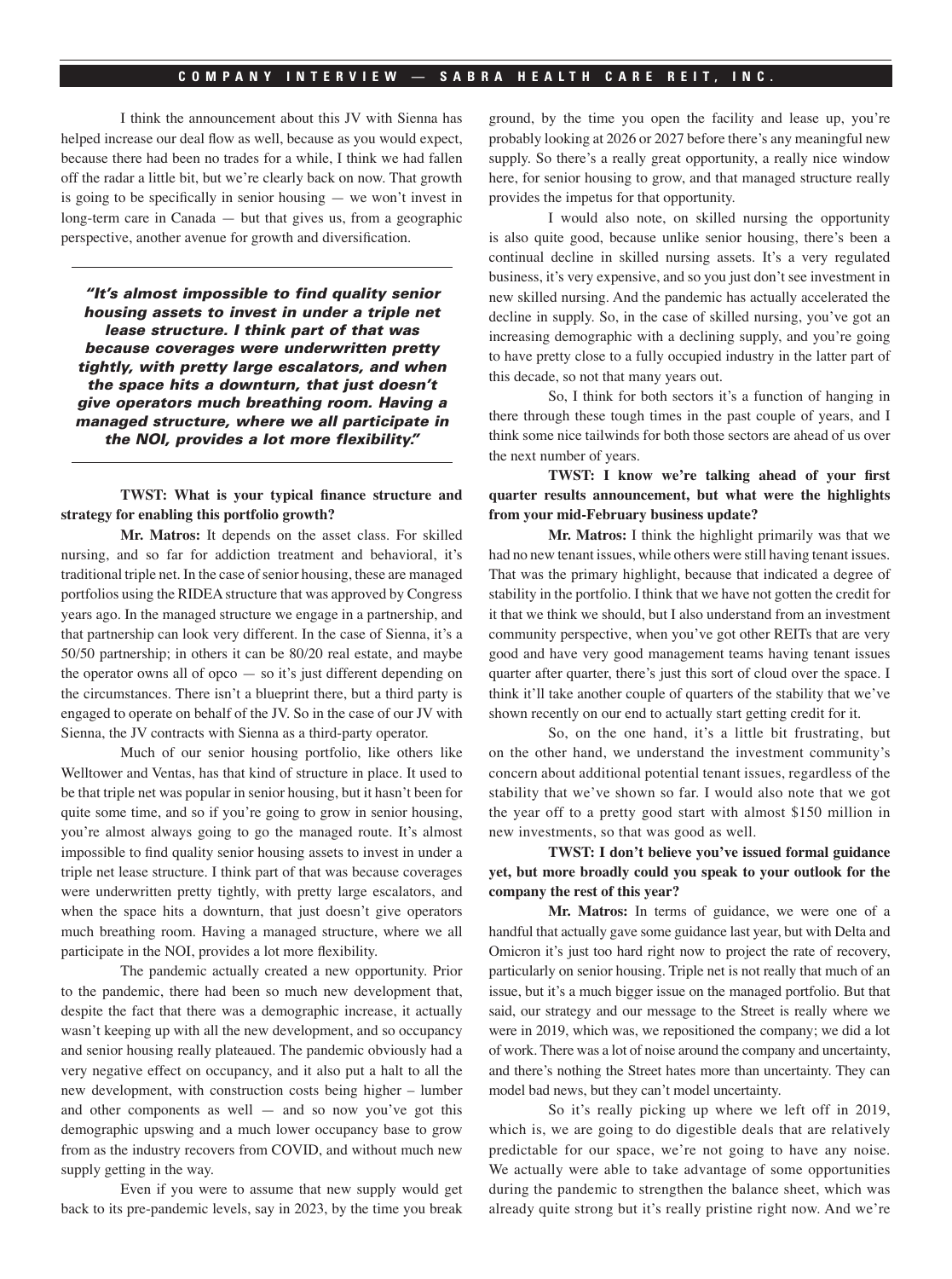I think the announcement about this JV with Sienna has helped increase our deal flow as well, because as you would expect, because there had been no trades for a while, I think we had fallen off the radar a little bit, but we're clearly back on now. That growth is going to be specifically in senior housing — we won't invest in long-term care in Canada — but that gives us, from a geographic perspective, another avenue for growth and diversification.

> ***"It's almost impossible to find quality senior housing assets to invest in under a triple net lease structure. I think part of that was because coverages were underwritten pretty tightly, with pretty large escalators, and when the space hits a downturn, that just doesn't give operators much breathing room. Having a managed structure, where we all participate in the NOI, provides a lot more flexibility."***

**TWST: What is your typical finance structure and strategy for enabling this portfolio growth?**

**Mr. Matros:** It depends on the asset class. For skilled nursing, and so far for addiction treatment and behavioral, it's traditional triple net. In the case of senior housing, these are managed portfolios using the RIDEA structure that was approved by Congress years ago. In the managed structure we engage in a partnership, and that partnership can look very different. In the case of Sienna, it's a 50/50 partnership; in others it can be 80/20 real estate, and maybe the operator owns all of opco — so it's just different depending on the circumstances. There isn't a blueprint there, but a third party is engaged to operate on behalf of the JV. So in the case of our JV with Sienna, the JV contracts with Sienna as a third-party operator.

Much of our senior housing portfolio, like others like Welltower and Ventas, has that kind of structure in place. It used to be that triple net was popular in senior housing, but it hasn't been for quite some time, and so if you're going to grow in senior housing, you're almost always going to go the managed route. It's almost impossible to find quality senior housing assets to invest in under a triple net lease structure. I think part of that was because coverages were underwritten pretty tightly, with pretty large escalators, and when the space hits a downturn, that just doesn't give operators much breathing room. Having a managed structure, where we all participate in the NOI, provides a lot more flexibility.

The pandemic actually created a new opportunity. Prior to the pandemic, there had been so much new development that, despite the fact that there was a demographic increase, it actually wasn't keeping up with all the new development, and so occupancy and senior housing really plateaued. The pandemic obviously had a very negative effect on occupancy, and it also put a halt to all the new development, with construction costs being higher – lumber and other components as well — and so now you've got this demographic upswing and a much lower occupancy base to grow from as the industry recovers from COVID, and without much new supply getting in the way.

Even if you were to assume that new supply would get back to its pre-pandemic levels, say in 2023, by the time you break ground, by the time you open the facility and lease up, you're probably looking at 2026 or 2027 before there's any meaningful new supply. So there's a really great opportunity, a really nice window here, for senior housing to grow, and that managed structure really provides the impetus for that opportunity.

I would also note, on skilled nursing the opportunity is also quite good, because unlike senior housing, there's been a continual decline in skilled nursing assets. It's a very regulated business, it's very expensive, and so you just don't see investment in new skilled nursing. And the pandemic has actually accelerated the decline in supply. So, in the case of skilled nursing, you've got an increasing demographic with a declining supply, and you're going to have pretty close to a fully occupied industry in the latter part of this decade, so not that many years out.

So, I think for both sectors it's a function of hanging in there through these tough times in the past couple of years, and I think some nice tailwinds for both those sectors are ahead of us over the next number of years.

**TWST: I know we're talking ahead of your first quarter results announcement, but what were the highlights from your mid-February business update?**

**Mr. Matros:** I think the highlight primarily was that we had no new tenant issues, while others were still having tenant issues. That was the primary highlight, because that indicated a degree of stability in the portfolio. I think that we have not gotten the credit for it that we think we should, but I also understand from an investment community perspective, when you've got other REITs that are very good and have very good management teams having tenant issues quarter after quarter, there's just this sort of cloud over the space. I think it'll take another couple of quarters of the stability that we've shown recently on our end to actually start getting credit for it.

So, on the one hand, it's a little bit frustrating, but on the other hand, we understand the investment community's concern about additional potential tenant issues, regardless of the stability that we've shown so far. I would also note that we got the year off to a pretty good start with almost $150 million in new investments, so that was good as well.

**TWST: I don't believe you've issued formal guidance yet, but more broadly could you speak to your outlook for the company the rest of this year?**

**Mr. Matros:** In terms of guidance, we were one of a handful that actually gave some guidance last year, but with Delta and Omicron it's just too hard right now to project the rate of recovery, particularly on senior housing. Triple net is not really that much of an issue, but it's a much bigger issue on the managed portfolio. But that said, our strategy and our message to the Street is really where we were in 2019, which was, we repositioned the company; we did a lot of work. There was a lot of noise around the company and uncertainty, and there's nothing the Street hates more than uncertainty. They can model bad news, but they can't model uncertainty.

So it's really picking up where we left off in 2019, which is, we are going to do digestible deals that are relatively predictable for our space, we're not going to have any noise. We actually were able to take advantage of some opportunities during the pandemic to strengthen the balance sheet, which was already quite strong but it's really pristine right now. And we're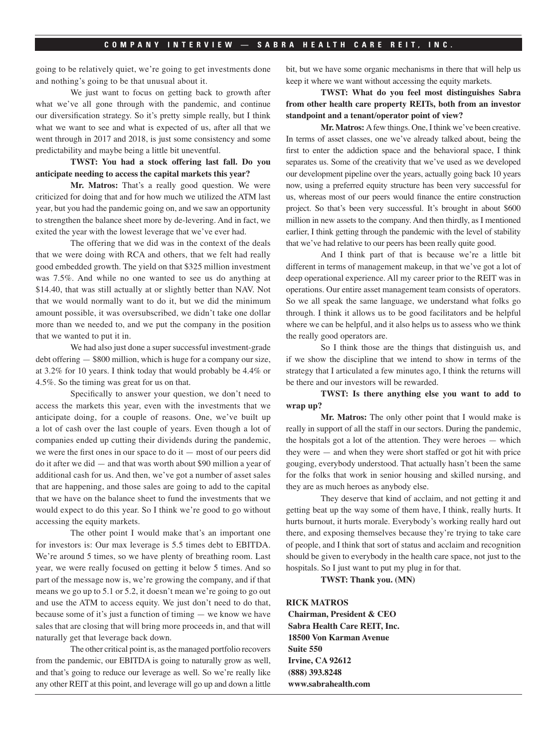going to be relatively quiet, we're going to get investments done and nothing's going to be that unusual about it.

We just want to focus on getting back to growth after what we've all gone through with the pandemic, and continue our diversification strategy. So it's pretty simple really, but I think what we want to see and what is expected of us, after all that we went through in 2017 and 2018, is just some consistency and some predictability and maybe being a little bit uneventful.

**TWST: You had a stock offering last fall. Do you anticipate needing to access the capital markets this year?**

**Mr. Matros:** That's a really good question. We were criticized for doing that and for how much we utilized the ATM last year, but you had the pandemic going on, and we saw an opportunity to strengthen the balance sheet more by de-levering. And in fact, we exited the year with the lowest leverage that we've ever had.

The offering that we did was in the context of the deals that we were doing with RCA and others, that we felt had really good embedded growth. The yield on that $325 million investment was 7.5%. And while no one wanted to see us do anything at $14.40, that was still actually at or slightly better than NAV. Not that we would normally want to do it, but we did the minimum amount possible, it was oversubscribed, we didn't take one dollar more than we needed to, and we put the company in the position that we wanted to put it in.

We had also just done a super successful investment-grade debt offering — $800 million, which is huge for a company our size, at 3.2% for 10 years. I think today that would probably be 4.4% or 4.5%. So the timing was great for us on that.

Specifically to answer your question, we don't need to access the markets this year, even with the investments that we anticipate doing, for a couple of reasons. One, we've built up a lot of cash over the last couple of years. Even though a lot of companies ended up cutting their dividends during the pandemic, we were the first ones in our space to do it — most of our peers did do it after we did — and that was worth about $90 million a year of additional cash for us. And then, we've got a number of asset sales that are happening, and those sales are going to add to the capital that we have on the balance sheet to fund the investments that we would expect to do this year. So I think we're good to go without accessing the equity markets.

The other point I would make that's an important one for investors is: Our max leverage is 5.5 times debt to EBITDA. We're around 5 times, so we have plenty of breathing room. Last year, we were really focused on getting it below 5 times. And so part of the message now is, we're growing the company, and if that means we go up to 5.1 or 5.2, it doesn't mean we're going to go out and use the ATM to access equity. We just don't need to do that, because some of it's just a function of timing — we know we have sales that are closing that will bring more proceeds in, and that will naturally get that leverage back down.

The other critical point is, as the managed portfolio recovers from the pandemic, our EBITDA is going to naturally grow as well, and that's going to reduce our leverage as well. So we're really like any other REIT at this point, and leverage will go up and down a little bit, but we have some organic mechanisms in there that will help us keep it where we want without accessing the equity markets.

**TWST: What do you feel most distinguishes Sabra from other health care property REITs, both from an investor standpoint and a tenant/operator point of view?**

**Mr. Matros:** A few things. One, I think we've been creative. In terms of asset classes, one we've already talked about, being the first to enter the addiction space and the behavioral space, I think separates us. Some of the creativity that we've used as we developed our development pipeline over the years, actually going back 10 years now, using a preferred equity structure has been very successful for us, whereas most of our peers would finance the entire construction project. So that's been very successful. It's brought in about $600 million in new assets to the company. And then thirdly, as I mentioned earlier, I think getting through the pandemic with the level of stability that we've had relative to our peers has been really quite good.

And I think part of that is because we're a little bit different in terms of management makeup, in that we've got a lot of deep operational experience. All my career prior to the REIT was in operations. Our entire asset management team consists of operators. So we all speak the same language, we understand what folks go through. I think it allows us to be good facilitators and be helpful where we can be helpful, and it also helps us to assess who we think the really good operators are.

So I think those are the things that distinguish us, and if we show the discipline that we intend to show in terms of the strategy that I articulated a few minutes ago, I think the returns will be there and our investors will be rewarded.

**TWST: Is there anything else you want to add to wrap up?**

**Mr. Matros:** The only other point that I would make is really in support of all the staff in our sectors. During the pandemic, the hospitals got a lot of the attention. They were heroes — which they were — and when they were short staffed or got hit with price gouging, everybody understood. That actually hasn't been the same for the folks that work in senior housing and skilled nursing, and they are as much heroes as anybody else.

They deserve that kind of acclaim, and not getting it and getting beat up the way some of them have, I think, really hurts. It hurts burnout, it hurts morale. Everybody's working really hard out there, and exposing themselves because they're trying to take care of people, and I think that sort of status and acclaim and recognition should be given to everybody in the health care space, not just to the hospitals. So I just want to put my plug in for that.

**TWST: Thank you. (MN)**

**RICK MATROS**
**Chairman, President & CEO**
**Sabra Health Care REIT, Inc.**
**18500 Von Karman Avenue**
**Suite 550**
**Irvine, CA 92612**
**(888) 393.8248**
**www.sabrahealth.com**